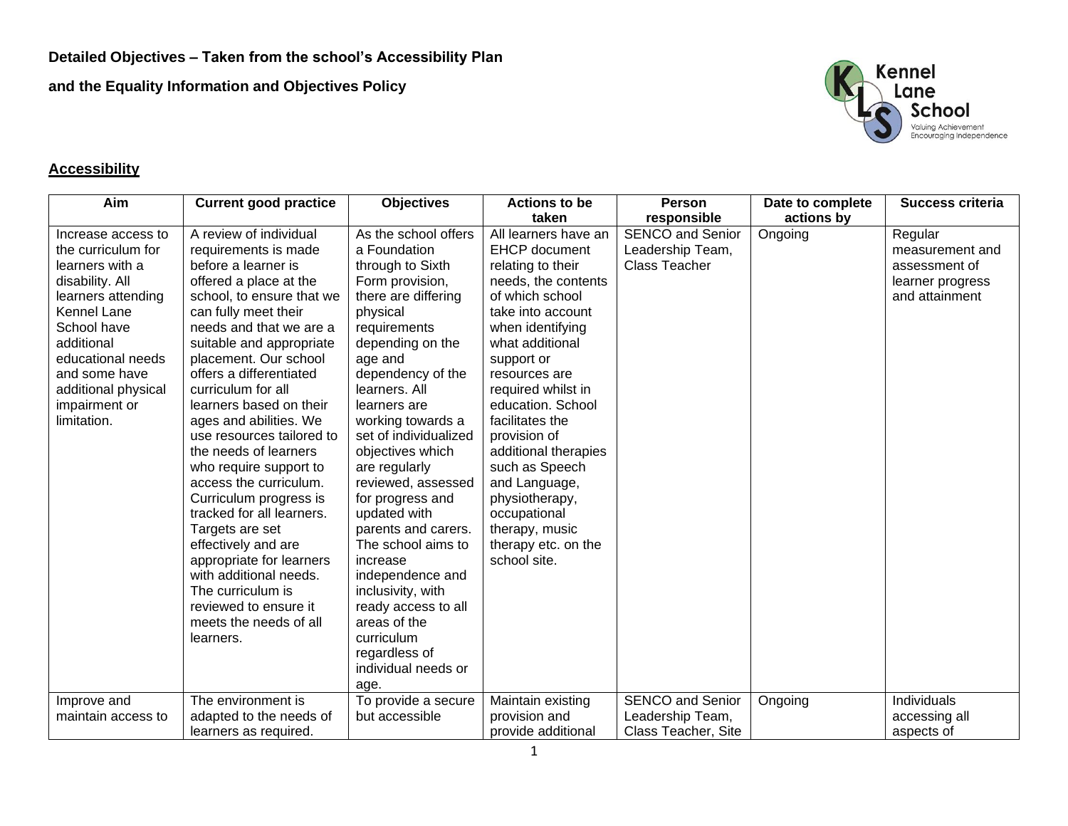**Detailed Objectives – Taken from the school's Accessibility Plan**

**and the Equality Information and Objectives Policy**

## Accessibility

| Aim | Current good practice | Objectives | Actions to be taken | Person responsible | Date to complete actions by | Success criteria |
|---|---|---|---|---|---|---|
| Increase access to the curriculum for learners with a disability. All learners attending Kennel Lane School have additional educational needs and some have additional physical impairment or limitation. | A review of individual requirements is made before a learner is offered a place at the school, to ensure that we can fully meet their needs and that we are a suitable and appropriate placement. Our school offers a differentiated curriculum for all learners based on their ages and abilities. We use resources tailored to the needs of learners who require support to access the curriculum. Curriculum progress is tracked for all learners. Targets are set effectively and are appropriate for learners with additional needs. The curriculum is reviewed to ensure it meets the needs of all learners. | As the school offers a Foundation through to Sixth Form provision, there are differing physical requirements depending on the age and dependency of the learners. All learners are working towards a set of individualized objectives which are regularly reviewed, assessed for progress and updated with parents and carers. The school aims to increase independence and inclusivity, with ready access to all areas of the curriculum regardless of individual needs or age. | All learners have an EHCP document relating to their needs, the contents of which school take into account when identifying what additional support or resources are required whilst in education. School facilitates the provision of additional therapies such as Speech and Language, physiotherapy, occupational therapy, music therapy etc. on the school site. | SENCO and Senior Leadership Team, Class Teacher | Ongoing | Regular measurement and assessment of learner progress and attainment |
| Improve and maintain access to | The environment is adapted to the needs of learners as required. | To provide a secure but accessible | Maintain existing provision and provide additional | SENCO and Senior Leadership Team, Class Teacher, Site | Ongoing | Individuals accessing all aspects of |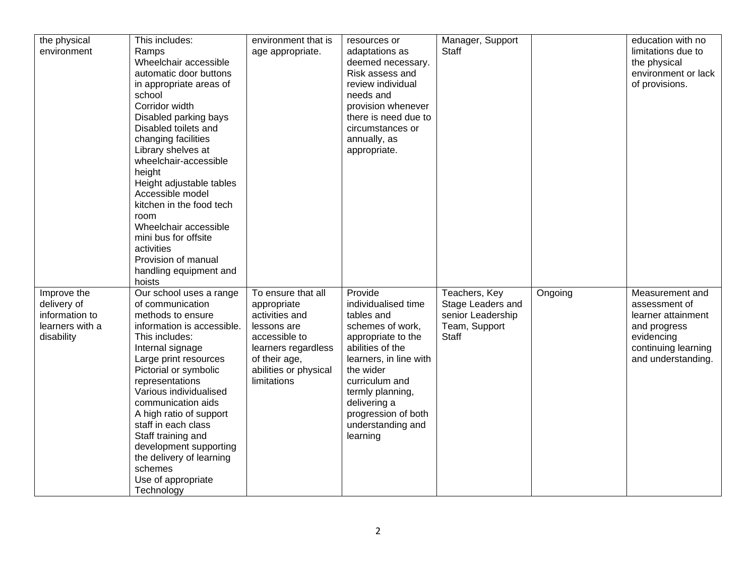| | | | | | | |
|---|---|---|---|---|---|---|
| the physical environment | This includes:<br>Ramps<br>Wheelchair accessible automatic door buttons in appropriate areas of school<br>Corridor width<br>Disabled parking bays<br>Disabled toilets and changing facilities<br>Library shelves at wheelchair-accessible height<br>Height adjustable tables<br>Accessible model kitchen in the food tech room<br>Wheelchair accessible mini bus for offsite activities<br>Provision of manual handling equipment and hoists | environment that is age appropriate. | resources or adaptations as deemed necessary. Risk assess and review individual needs and provision whenever there is need due to circumstances or annually, as appropriate. | Manager, Support Staff | | education with no limitations due to the physical environment or lack of provisions. |
| Improve the delivery of information to learners with a disability | Our school uses a range of communication methods to ensure information is accessible. This includes:<br>Internal signage<br>Large print resources<br>Pictorial or symbolic representations<br>Various individualised communication aids<br>A high ratio of support staff in each class<br>Staff training and development supporting the delivery of learning schemes<br>Use of appropriate Technology | To ensure that all appropriate activities and lessons are accessible to learners regardless of their age, abilities or physical limitations | Provide individualised time tables and schemes of work, appropriate to the abilities of the learners, in line with the wider curriculum and termly planning, delivering a progression of both understanding and learning | Teachers, Key Stage Leaders and senior Leadership Team, Support Staff | Ongoing | Measurement and assessment of learner attainment and progress evidencing continuing learning and understanding. |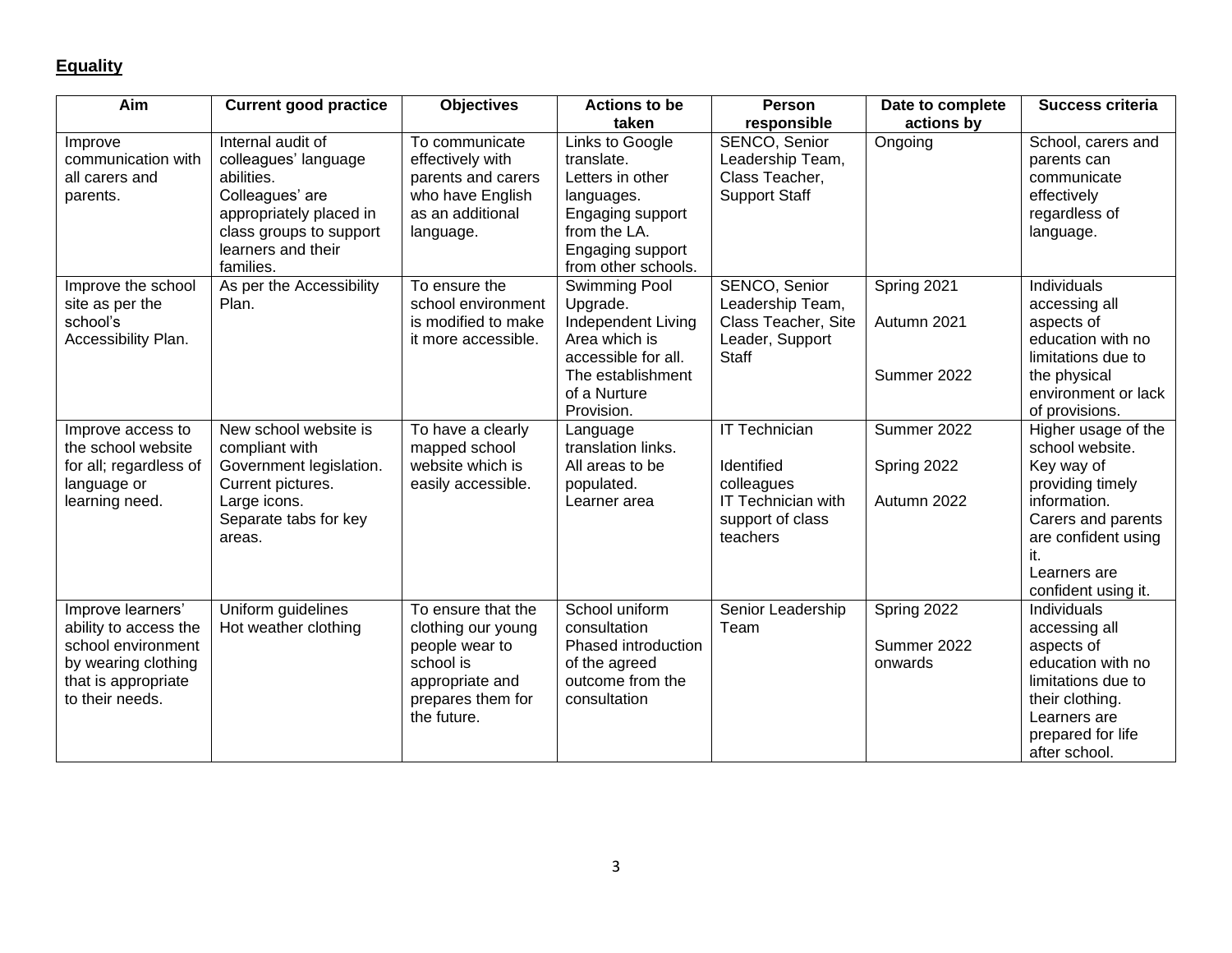**Equality**

| Aim | Current good practice | Objectives | Actions to be taken | Person responsible | Date to complete actions by | Success criteria |
|---|---|---|---|---|---|---|
| Improve communication with all carers and parents. | Internal audit of colleagues' language abilities.<br>Colleagues' are appropriately placed in class groups to support learners and their families. | To communicate effectively with parents and carers who have English as an additional language. | Links to Google translate.<br>Letters in other languages.<br>Engaging support from the LA.<br>Engaging support from other schools. | SENCO, Senior Leadership Team, Class Teacher, Support Staff | Ongoing | School, carers and parents can communicate effectively regardless of language. |
| Improve the school site as per the school's Accessibility Plan. | As per the Accessibility Plan. | To ensure the school environment is modified to make it more accessible. | Swimming Pool Upgrade.<br>Independent Living Area which is accessible for all.<br>The establishment of a Nurture Provision. | SENCO, Senior Leadership Team, Class Teacher, Site Leader, Support Staff | Spring 2021<br><br>Autumn 2021<br><br>Summer 2022 | Individuals accessing all aspects of education with no limitations due to the physical environment or lack of provisions. |
| Improve access to the school website for all; regardless of language or learning need. | New school website is compliant with Government legislation.<br>Current pictures.<br>Large icons.<br>Separate tabs for key areas. | To have a clearly mapped school website which is easily accessible. | Language translation links.<br>All areas to be populated.<br>Learner area | IT Technician<br><br>Identified colleagues<br>IT Technician with support of class teachers | Summer 2022<br><br>Spring 2022<br><br>Autumn 2022 | Higher usage of the school website.<br>Key way of providing timely information.<br>Carers and parents are confident using it.<br>Learners are confident using it. |
| Improve learners' ability to access the school environment by wearing clothing that is appropriate to their needs. | Uniform guidelines<br>Hot weather clothing | To ensure that the clothing our young people wear to school is appropriate and prepares them for the future. | School uniform consultation<br>Phased introduction of the agreed outcome from the consultation | Senior Leadership Team | Spring 2022<br><br>Summer 2022 onwards | Individuals accessing all aspects of education with no limitations due to their clothing.<br>Learners are prepared for life after school. |